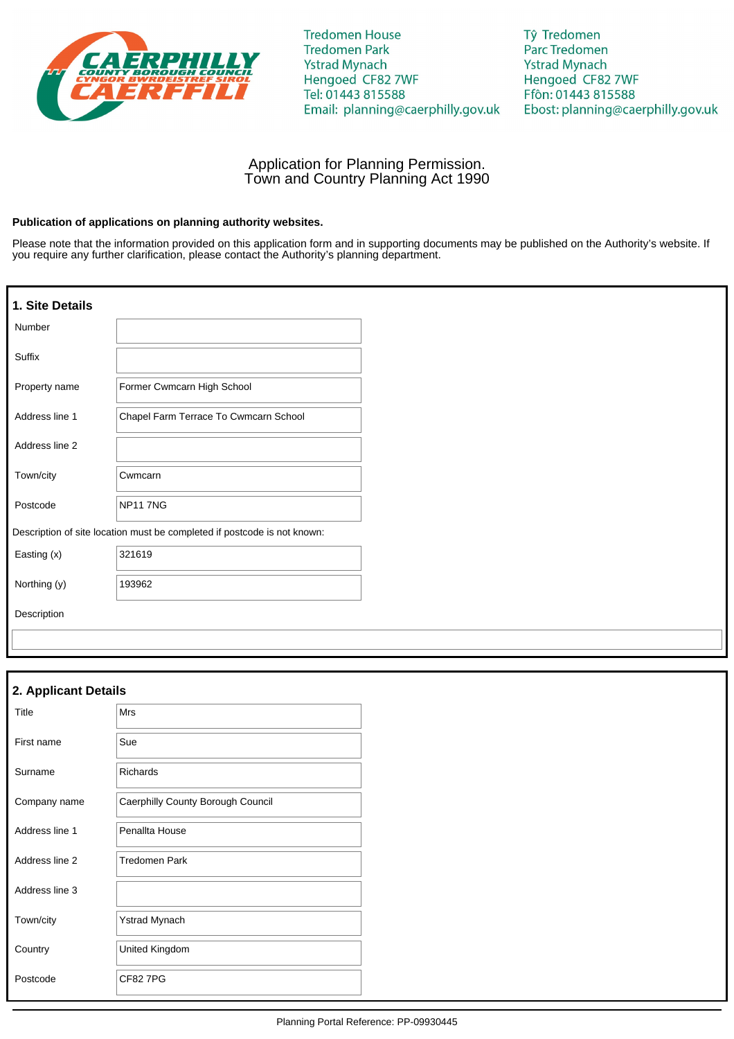Tredomen House
Tredomen Park
Ystrad Mynach
Hengoed CF82 7WF
Tel: 01443 815588
Email: planning@caerphilly.gov.uk

Tŷ Tredomen
Parc Tredomen
Ystrad Mynach
Hengoed CF82 7WF
Ffôn: 01443 815588
Ebost: planning@caerphilly.gov.uk

# Application for Planning Permission.
# Town and Country Planning Act 1990

**Publication of applications on planning authority websites.**

Please note that the information provided on this application form and in supporting documents may be published on the Authority's website. If you require any further clarification, please contact the Authority's planning department.

## 1. Site Details

| | |
|---|---|
| Number | |
| Suffix | |
| Property name | Former Cwmcarn High School |
| Address line 1 | Chapel Farm Terrace To Cwmcarn School |
| Address line 2 | |
| Town/city | Cwmcarn |
| Postcode | NP11 7NG |

Description of site location must be completed if postcode is not known:

| | |
|---|---|
| Easting (x) | 321619 |
| Northing (y) | 193962 |
| Description | |

## 2. Applicant Details

| | |
|---|---|
| Title | Mrs |
| First name | Sue |
| Surname | Richards |
| Company name | Caerphilly County Borough Council |
| Address line 1 | Penallta House |
| Address line 2 | Tredomen Park |
| Address line 3 | |
| Town/city | Ystrad Mynach |
| Country | United Kingdom |
| Postcode | CF82 7PG |

Planning Portal Reference: PP-09930445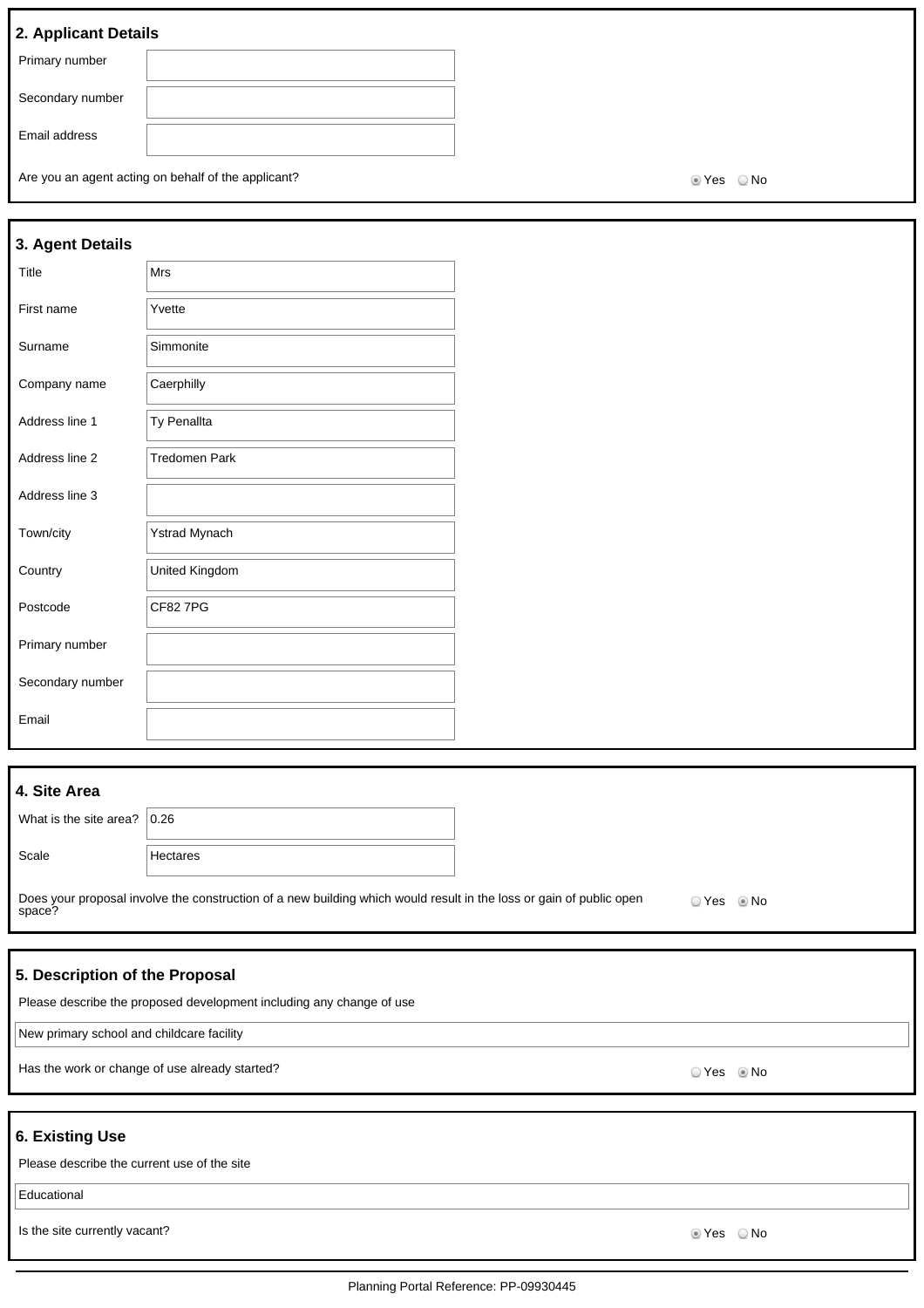## 2. Applicant Details

| | |
|---|---|
| Primary number | |
| Secondary number | |
| Email address | |

Are you an agent acting on behalf of the applicant? ◉ Yes ◯ No

## 3. Agent Details

| | |
|---|---|
| Title | Mrs |
| First name | Yvette |
| Surname | Simmonite |
| Company name | Caerphilly |
| Address line 1 | Ty Penallta |
| Address line 2 | Tredomen Park |
| Address line 3 | |
| Town/city | Ystrad Mynach |
| Country | United Kingdom |
| Postcode | CF82 7PG |
| Primary number | |
| Secondary number | |
| Email | |

## 4. Site Area

| | |
|---|---|
| What is the site area? | 0.26 |
| Scale | Hectares |

Does your proposal involve the construction of a new building which would result in the loss or gain of public open space? ◯ Yes ◉ No

## 5. Description of the Proposal

Please describe the proposed development including any change of use

New primary school and childcare facility

Has the work or change of use already started? ◯ Yes ◉ No

## 6. Existing Use

Please describe the current use of the site

Educational

Is the site currently vacant? ◉ Yes ◯ No

Planning Portal Reference: PP-09930445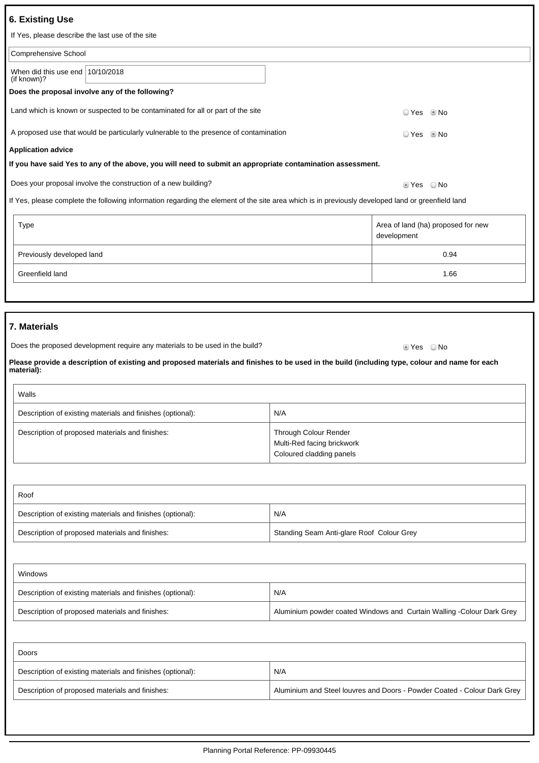## 6. Existing Use

If Yes, please describe the last use of the site

Comprehensive School

When did this use end (if known)? 10/10/2018

**Does the proposal involve any of the following?**

Land which is known or suspected to be contaminated for all or part of the site — ○ Yes ◉ No

A proposed use that would be particularly vulnerable to the presence of contamination — ○ Yes ◉ No

**Application advice**

**If you have said Yes to any of the above, you will need to submit an appropriate contamination assessment.**

Does your proposal involve the construction of a new building? — ◉ Yes ○ No

If Yes, please complete the following information regarding the element of the site area which is in previously developed land or greenfield land

| Type | Area of land (ha) proposed for new development |
|---|---|
| Previously developed land | 0.94 |
| Greenfield land | 1.66 |

## 7. Materials

Does the proposed development require any materials to be used in the build? — ◉ Yes ○ No

**Please provide a description of existing and proposed materials and finishes to be used in the build (including type, colour and name for each material):**

| Walls | |
|---|---|
| Description of existing materials and finishes (optional): | N/A |
| Description of proposed materials and finishes: | Through Colour Render<br>Multi-Red facing brickwork<br>Coloured cladding panels |

| Roof | |
|---|---|
| Description of existing materials and finishes (optional): | N/A |
| Description of proposed materials and finishes: | Standing Seam Anti-glare Roof Colour Grey |

| Windows | |
|---|---|
| Description of existing materials and finishes (optional): | N/A |
| Description of proposed materials and finishes: | Aluminium powder coated Windows and Curtain Walling -Colour Dark Grey |

| Doors | |
|---|---|
| Description of existing materials and finishes (optional): | N/A |
| Description of proposed materials and finishes: | Aluminium and Steel louvres and Doors - Powder Coated - Colour Dark Grey |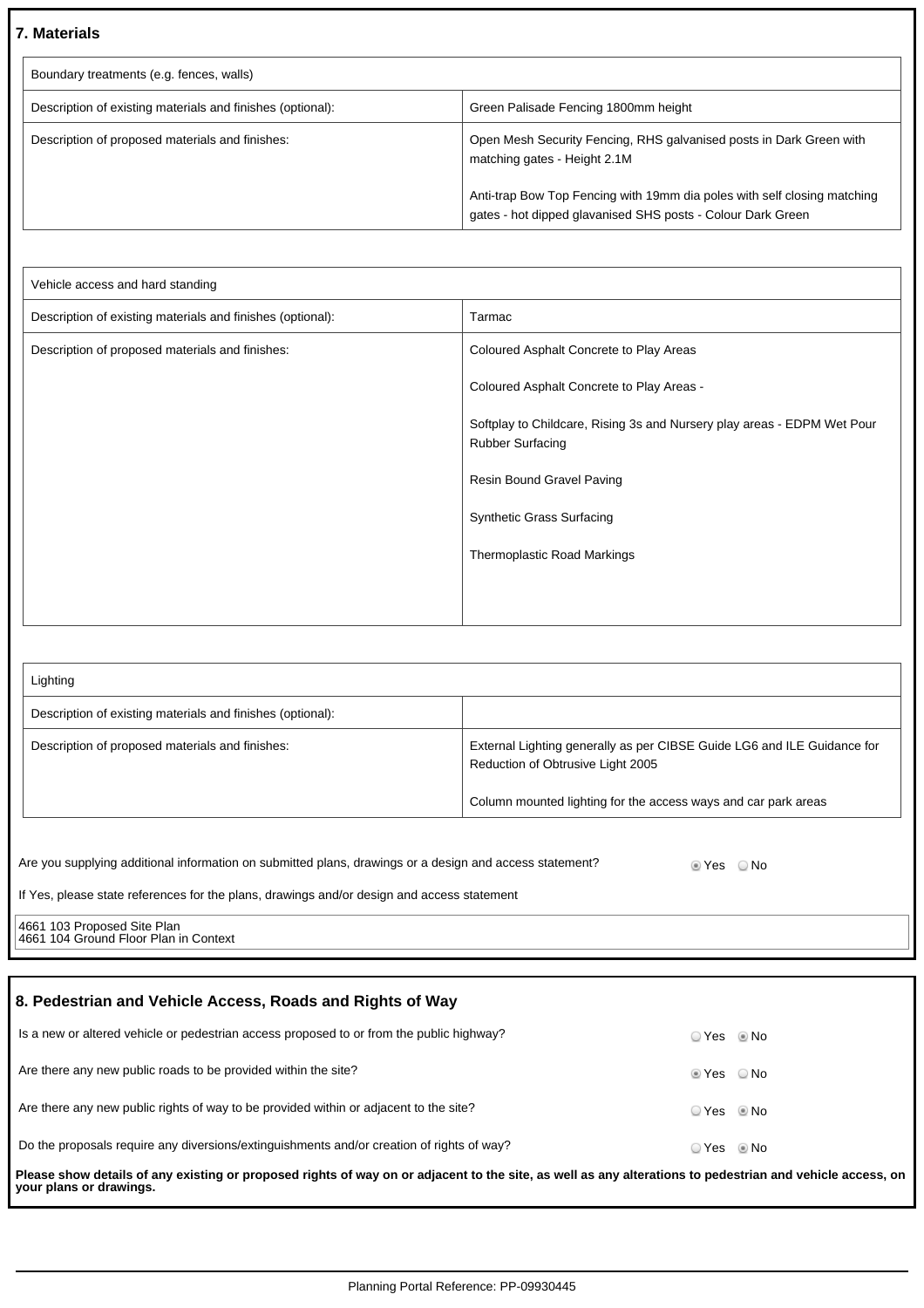## 7. Materials

| Boundary treatments (e.g. fences, walls) | |
|---|---|
| Description of existing materials and finishes (optional): | Green Palisade Fencing 1800mm height |
| Description of proposed materials and finishes: | Open Mesh Security Fencing, RHS galvanised posts in Dark Green with matching gates - Height 2.1M<br><br>Anti-trap Bow Top Fencing with 19mm dia poles with self closing matching gates - hot dipped glavanised SHS posts - Colour Dark Green |

| Vehicle access and hard standing | |
|---|---|
| Description of existing materials and finishes (optional): | Tarmac |
| Description of proposed materials and finishes: | Coloured Asphalt Concrete to Play Areas<br><br>Coloured Asphalt Concrete to Play Areas -<br><br>Softplay to Childcare, Rising 3s and Nursery play areas - EDPM Wet Pour Rubber Surfacing<br><br>Resin Bound Gravel Paving<br><br>Synthetic Grass Surfacing<br><br>Thermoplastic Road Markings |

| Lighting | |
|---|---|
| Description of existing materials and finishes (optional): | |
| Description of proposed materials and finishes: | External Lighting generally as per CIBSE Guide LG6 and ILE Guidance for Reduction of Obtrusive Light 2005<br><br>Column mounted lighting for the access ways and car park areas |

Are you supplying additional information on submitted plans, drawings or a design and access statement? ◉ Yes ○ No

If Yes, please state references for the plans, drawings and/or design and access statement

4661 103 Proposed Site Plan
4661 104 Ground Floor Plan in Context

## 8. Pedestrian and Vehicle Access, Roads and Rights of Way

Is a new or altered vehicle or pedestrian access proposed to or from the public highway? ○ Yes ◉ No

Are there any new public roads to be provided within the site? ◉ Yes ○ No

Are there any new public rights of way to be provided within or adjacent to the site? ○ Yes ◉ No

Do the proposals require any diversions/extinguishments and/or creation of rights of way? ○ Yes ◉ No

**Please show details of any existing or proposed rights of way on or adjacent to the site, as well as any alterations to pedestrian and vehicle access, on your plans or drawings.**

Planning Portal Reference: PP-09930445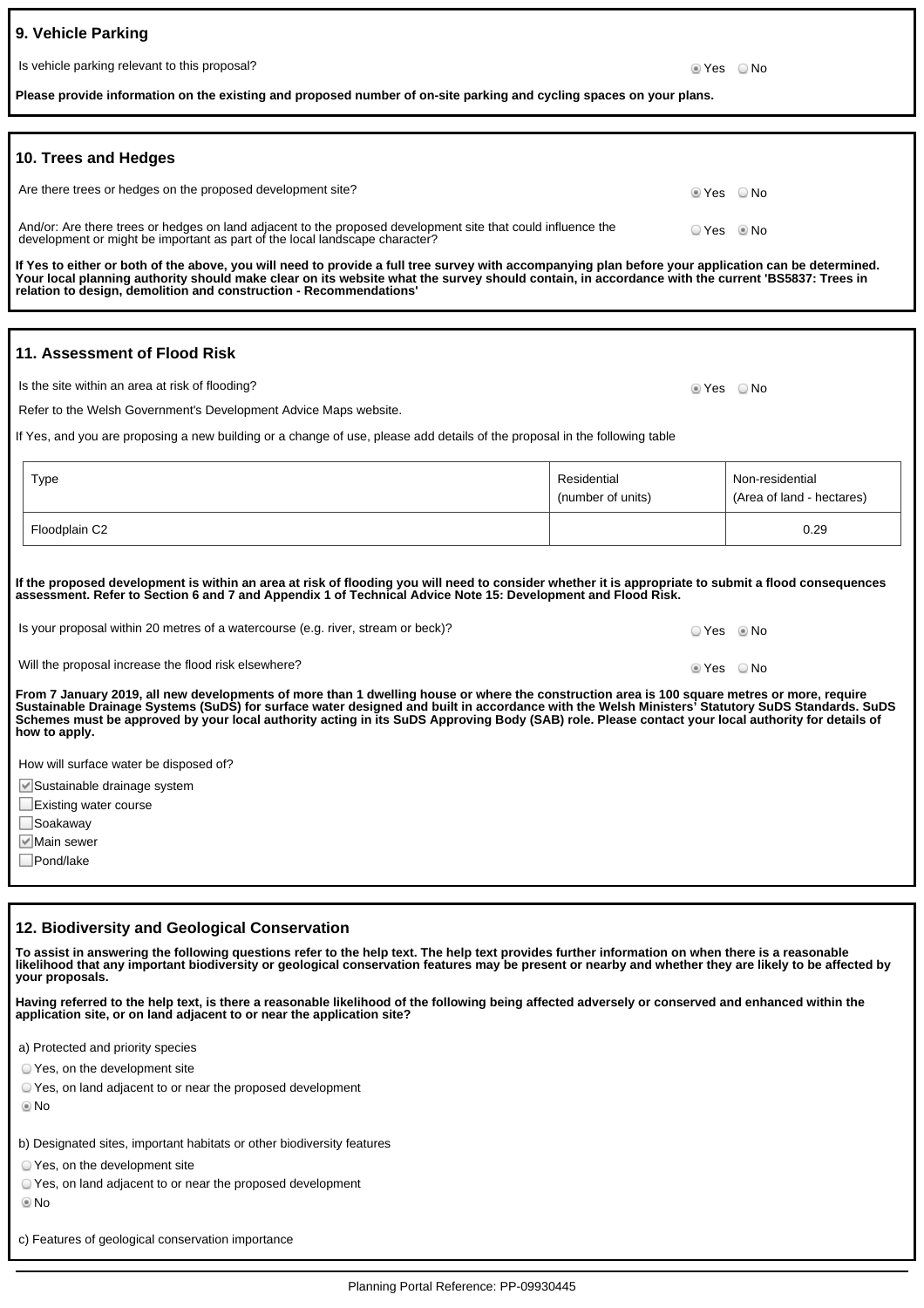## 9. Vehicle Parking

Is vehicle parking relevant to this proposal? ◉ Yes ○ No

**Please provide information on the existing and proposed number of on-site parking and cycling spaces on your plans.**

## 10. Trees and Hedges

Are there trees or hedges on the proposed development site? ◉ Yes ○ No

And/or: Are there trees or hedges on land adjacent to the proposed development site that could influence the development or might be important as part of the local landscape character? ○ Yes ◉ No

**If Yes to either or both of the above, you will need to provide a full tree survey with accompanying plan before your application can be determined. Your local planning authority should make clear on its website what the survey should contain, in accordance with the current 'BS5837: Trees in relation to design, demolition and construction - Recommendations'**

## 11. Assessment of Flood Risk

Is the site within an area at risk of flooding? ◉ Yes ○ No

Refer to the Welsh Government's Development Advice Maps website.

If Yes, and you are proposing a new building or a change of use, please add details of the proposal in the following table

| Type | Residential (number of units) | Non-residential (Area of land - hectares) |
|---|---|---|
| Floodplain C2 | | 0.29 |

**If the proposed development is within an area at risk of flooding you will need to consider whether it is appropriate to submit a flood consequences assessment. Refer to Section 6 and 7 and Appendix 1 of Technical Advice Note 15: Development and Flood Risk.**

Is your proposal within 20 metres of a watercourse (e.g. river, stream or beck)? ○ Yes ◉ No

Will the proposal increase the flood risk elsewhere? ◉ Yes ○ No

**From 7 January 2019, all new developments of more than 1 dwelling house or where the construction area is 100 square metres or more, require Sustainable Drainage Systems (SuDS) for surface water designed and built in accordance with the Welsh Ministers' Statutory SuDS Standards. SuDS Schemes must be approved by your local authority acting in its SuDS Approving Body (SAB) role. Please contact your local authority for details of how to apply.**

How will surface water be disposed of?

- [x] Sustainable drainage system
- [ ] Existing water course
- [ ] Soakaway
- [x] Main sewer
- [ ] Pond/lake

## 12. Biodiversity and Geological Conservation

**To assist in answering the following questions refer to the help text. The help text provides further information on when there is a reasonable likelihood that any important biodiversity or geological conservation features may be present or nearby and whether they are likely to be affected by your proposals.**

**Having referred to the help text, is there a reasonable likelihood of the following being affected adversely or conserved and enhanced within the application site, or on land adjacent to or near the application site?**

a) Protected and priority species

○ Yes, on the development site

○ Yes, on land adjacent to or near the proposed development

◉ No

b) Designated sites, important habitats or other biodiversity features

○ Yes, on the development site

○ Yes, on land adjacent to or near the proposed development

◉ No

c) Features of geological conservation importance

Planning Portal Reference: PP-09930445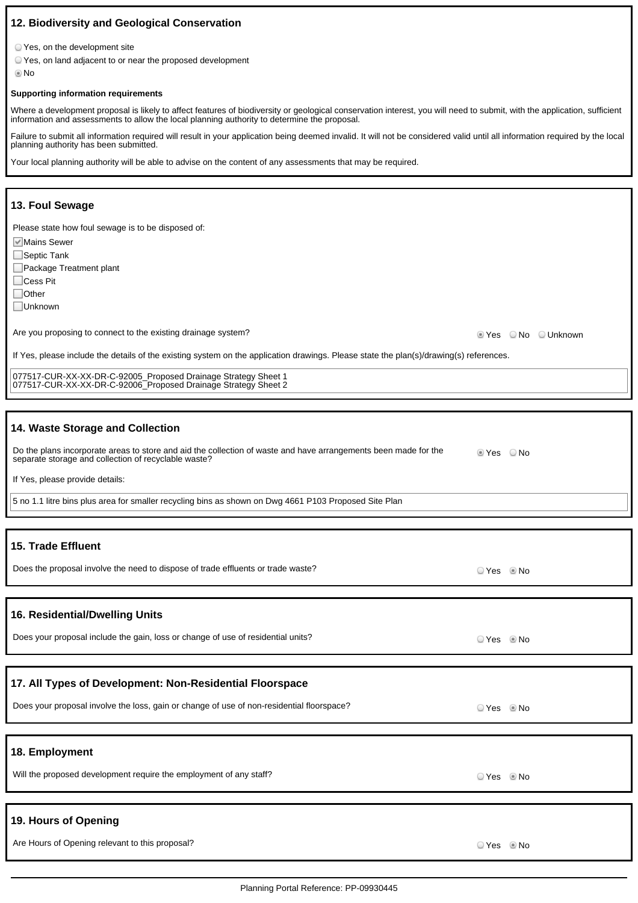## 12. Biodiversity and Geological Conservation

- ○ Yes, on the development site
- ○ Yes, on land adjacent to or near the proposed development
- ◉ No

**Supporting information requirements**

Where a development proposal is likely to affect features of biodiversity or geological conservation interest, you will need to submit, with the application, sufficient information and assessments to allow the local planning authority to determine the proposal.

Failure to submit all information required will result in your application being deemed invalid. It will not be considered valid until all information required by the local planning authority has been submitted.

Your local planning authority will be able to advise on the content of any assessments that may be required.

## 13. Foul Sewage

Please state how foul sewage is to be disposed of:

- [x] Mains Sewer
- [ ] Septic Tank
- [ ] Package Treatment plant
- [ ] Cess Pit
- [ ] Other
- [ ] Unknown

Are you proposing to connect to the existing drainage system? ◉ Yes ○ No ○ Unknown

If Yes, please include the details of the existing system on the application drawings. Please state the plan(s)/drawing(s) references.

077517-CUR-XX-XX-DR-C-92005_Proposed Drainage Strategy Sheet 1
077517-CUR-XX-XX-DR-C-92006_Proposed Drainage Strategy Sheet 2

## 14. Waste Storage and Collection

Do the plans incorporate areas to store and aid the collection of waste and have arrangements been made for the separate storage and collection of recyclable waste? ◉ Yes ○ No

If Yes, please provide details:

5 no 1.1 litre bins plus area for smaller recycling bins as shown on Dwg 4661 P103 Proposed Site Plan

## 15. Trade Effluent

Does the proposal involve the need to dispose of trade effluents or trade waste? ○ Yes ◉ No

## 16. Residential/Dwelling Units

Does your proposal include the gain, loss or change of use of residential units? ○ Yes ◉ No

## 17. All Types of Development: Non-Residential Floorspace

Does your proposal involve the loss, gain or change of use of non-residential floorspace? ○ Yes ◉ No

## 18. Employment

Will the proposed development require the employment of any staff? ○ Yes ◉ No

## 19. Hours of Opening

Are Hours of Opening relevant to this proposal? ○ Yes ◉ No

Planning Portal Reference: PP-09930445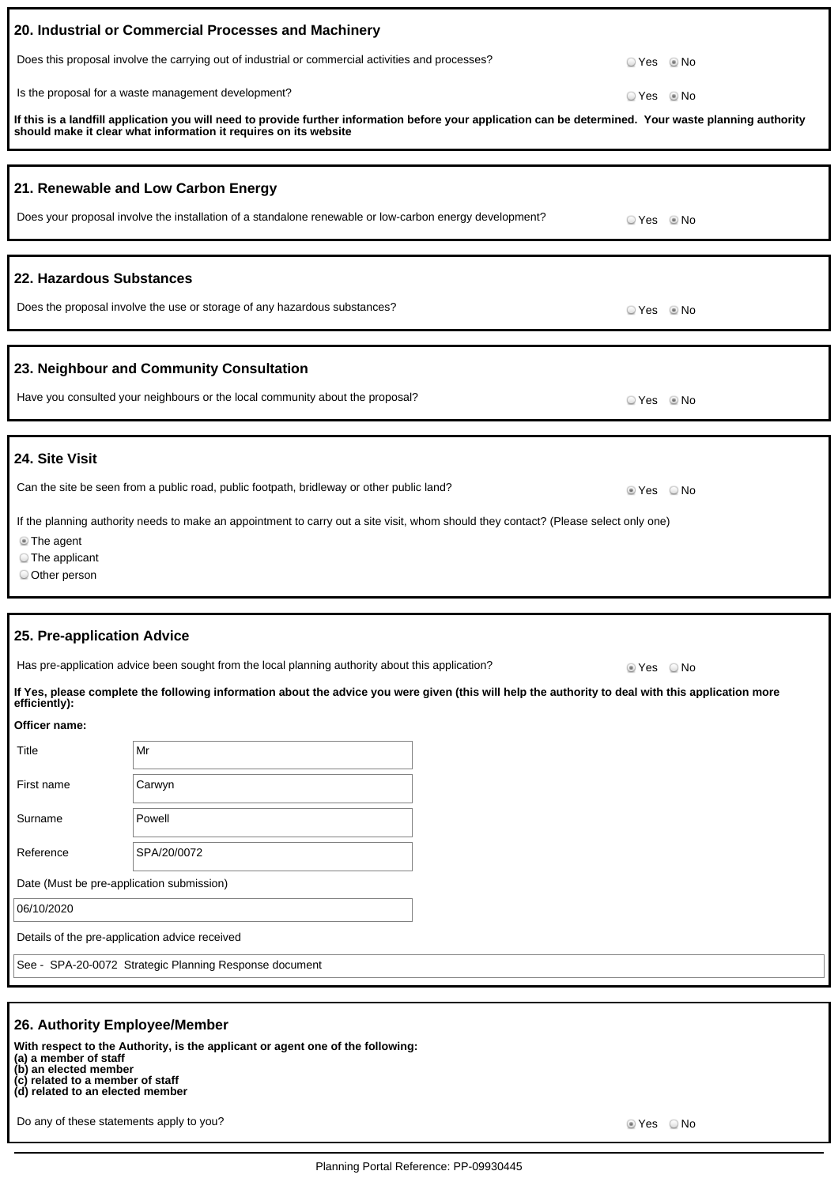## 20. Industrial or Commercial Processes and Machinery

Does this proposal involve the carrying out of industrial or commercial activities and processes? ○ Yes ◉ No

Is the proposal for a waste management development? ○ Yes ◉ No

**If this is a landfill application you will need to provide further information before your application can be determined. Your waste planning authority should make it clear what information it requires on its website**

## 21. Renewable and Low Carbon Energy

Does your proposal involve the installation of a standalone renewable or low-carbon energy development? ○ Yes ◉ No

## 22. Hazardous Substances

Does the proposal involve the use or storage of any hazardous substances? ○ Yes ◉ No

## 23. Neighbour and Community Consultation

Have you consulted your neighbours or the local community about the proposal? ○ Yes ◉ No

## 24. Site Visit

Can the site be seen from a public road, public footpath, bridleway or other public land? ◉ Yes ○ No

If the planning authority needs to make an appointment to carry out a site visit, whom should they contact? (Please select only one)

◉ The agent
○ The applicant
○ Other person

## 25. Pre-application Advice

Has pre-application advice been sought from the local planning authority about this application? ◉ Yes ○ No

**If Yes, please complete the following information about the advice you were given (this will help the authority to deal with this application more efficiently):**

**Officer name:**

| | |
|---|---|
| Title | Mr |
| First name | Carwyn |
| Surname | Powell |
| Reference | SPA/20/0072 |

Date (Must be pre-application submission)

06/10/2020

Details of the pre-application advice received

See - SPA-20-0072 Strategic Planning Response document

## 26. Authority Employee/Member

**With respect to the Authority, is the applicant or agent one of the following:**
**(a) a member of staff**
**(b) an elected member**
**(c) related to a member of staff**
**(d) related to an elected member**

Do any of these statements apply to you? ◉ Yes ○ No

Planning Portal Reference: PP-09930445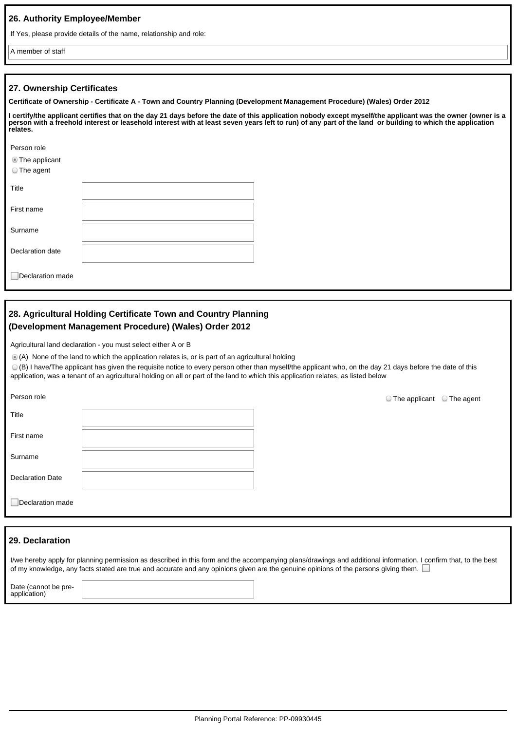## 26. Authority Employee/Member

If Yes, please provide details of the name, relationship and role:

A member of staff

## 27. Ownership Certificates

**Certificate of Ownership - Certificate A - Town and Country Planning (Development Management Procedure) (Wales) Order 2012**

**I certify/the applicant certifies that on the day 21 days before the date of this application nobody except myself/the applicant was the owner (owner is a person with a freehold interest or leasehold interest with at least seven years left to run) of any part of the land or building to which the application relates.**

Person role

- (selected) The applicant
- The agent

| | |
|---|---|
| Title | |
| First name | |
| Surname | |
| Declaration date | |

☐ Declaration made

## 28. Agricultural Holding Certificate Town and Country Planning (Development Management Procedure) (Wales) Order 2012

Agricultural land declaration - you must select either A or B

- (selected) (A) None of the land to which the application relates is, or is part of an agricultural holding
- (B) I have/The applicant has given the requisite notice to every person other than myself/the applicant who, on the day 21 days before the date of this application, was a tenant of an agricultural holding on all or part of the land to which this application relates, as listed below

Person role: ○ The applicant ○ The agent

| | |
|---|---|
| Title | |
| First name | |
| Surname | |
| Declaration Date | |

☐ Declaration made

## 29. Declaration

I/we hereby apply for planning permission as described in this form and the accompanying plans/drawings and additional information. I confirm that, to the best of my knowledge, any facts stated are true and accurate and any opinions given are the genuine opinions of the persons giving them. ☐

| | |
|---|---|
| Date (cannot be pre-application) | |

Planning Portal Reference: PP-09930445